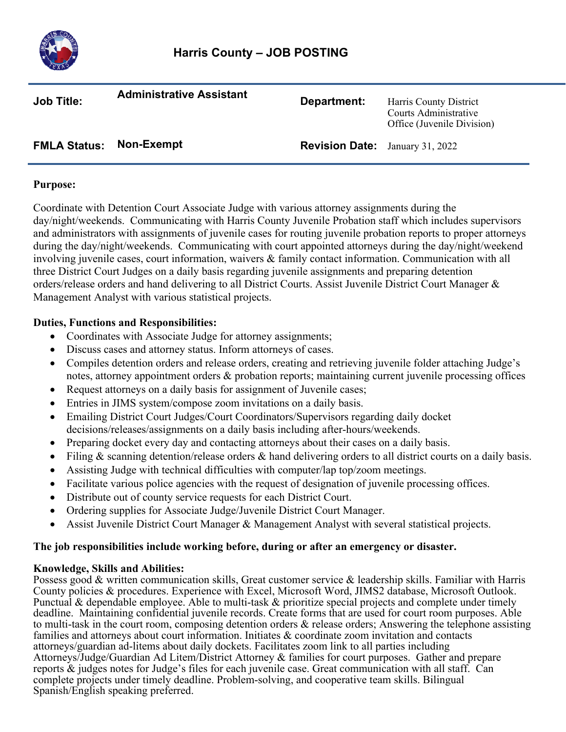# Harris County – JOB POSTING

| | | | |
|---|---|---|---|
| **Job Title:** | **Administrative Assistant** | **Department:** | Harris County District Courts Administrative Office (Juvenile Division) |
| **FMLA Status:** | **Non-Exempt** | **Revision Date:** | January 31, 2022 |

**Purpose:**

Coordinate with Detention Court Associate Judge with various attorney assignments during the day/night/weekends. Communicating with Harris County Juvenile Probation staff which includes supervisors and administrators with assignments of juvenile cases for routing juvenile probation reports to proper attorneys during the day/night/weekends. Communicating with court appointed attorneys during the day/night/weekend involving juvenile cases, court information, waivers & family contact information. Communication with all three District Court Judges on a daily basis regarding juvenile assignments and preparing detention orders/release orders and hand delivering to all District Courts. Assist Juvenile District Court Manager & Management Analyst with various statistical projects.

**Duties, Functions and Responsibilities:**

- Coordinates with Associate Judge for attorney assignments;
- Discuss cases and attorney status. Inform attorneys of cases.
- Compiles detention orders and release orders, creating and retrieving juvenile folder attaching Judge's notes, attorney appointment orders & probation reports; maintaining current juvenile processing offices
- Request attorneys on a daily basis for assignment of Juvenile cases;
- Entries in JIMS system/compose zoom invitations on a daily basis.
- Emailing District Court Judges/Court Coordinators/Supervisors regarding daily docket decisions/releases/assignments on a daily basis including after-hours/weekends.
- Preparing docket every day and contacting attorneys about their cases on a daily basis.
- Filing & scanning detention/release orders & hand delivering orders to all district courts on a daily basis.
- Assisting Judge with technical difficulties with computer/lap top/zoom meetings.
- Facilitate various police agencies with the request of designation of juvenile processing offices.
- Distribute out of county service requests for each District Court.
- Ordering supplies for Associate Judge/Juvenile District Court Manager.
- Assist Juvenile District Court Manager & Management Analyst with several statistical projects.

**The job responsibilities include working before, during or after an emergency or disaster.**

**Knowledge, Skills and Abilities:**

Possess good & written communication skills, Great customer service & leadership skills. Familiar with Harris County policies & procedures. Experience with Excel, Microsoft Word, JIMS2 database, Microsoft Outlook. Punctual & dependable employee. Able to multi-task & prioritize special projects and complete under timely deadline. Maintaining confidential juvenile records. Create forms that are used for court room purposes. Able to multi-task in the court room, composing detention orders & release orders; Answering the telephone assisting families and attorneys about court information. Initiates & coordinate zoom invitation and contacts attorneys/guardian ad-litems about daily dockets. Facilitates zoom link to all parties including Attorneys/Judge/Guardian Ad Litem/District Attorney & families for court purposes. Gather and prepare reports & judges notes for Judge's files for each juvenile case. Great communication with all staff. Can complete projects under timely deadline. Problem-solving, and cooperative team skills. Bilingual Spanish/English speaking preferred.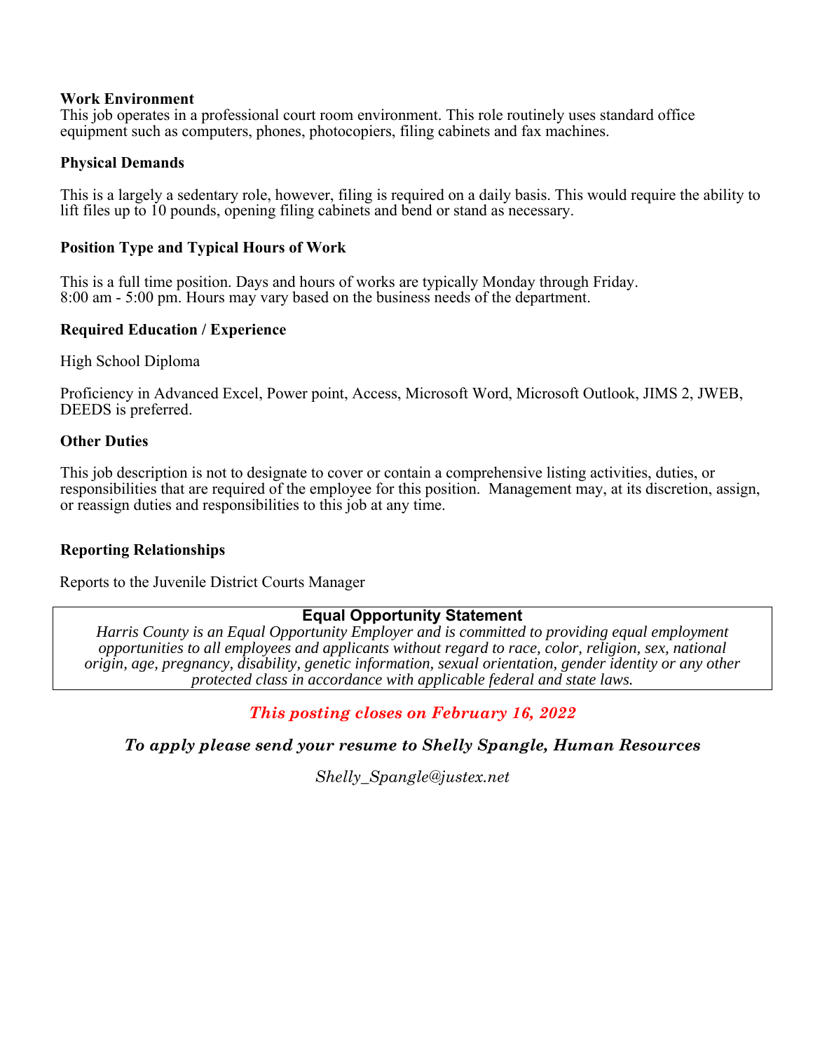**Work Environment**
This job operates in a professional court room environment. This role routinely uses standard office equipment such as computers, phones, photocopiers, filing cabinets and fax machines.

**Physical Demands**

This is a largely a sedentary role, however, filing is required on a daily basis. This would require the ability to lift files up to 10 pounds, opening filing cabinets and bend or stand as necessary.

**Position Type and Typical Hours of Work**

This is a full time position. Days and hours of works are typically Monday through Friday.
8:00 am - 5:00 pm. Hours may vary based on the business needs of the department.

**Required Education / Experience**

High School Diploma

Proficiency in Advanced Excel, Power point, Access, Microsoft Word, Microsoft Outlook, JIMS 2, JWEB, DEEDS is preferred.

**Other Duties**

This job description is not to designate to cover or contain a comprehensive listing activities, duties, or responsibilities that are required of the employee for this position. Management may, at its discretion, assign, or reassign duties and responsibilities to this job at any time.

**Reporting Relationships**

Reports to the Juvenile District Courts Manager

**Equal Opportunity Statement**

*Harris County is an Equal Opportunity Employer and is committed to providing equal employment opportunities to all employees and applicants without regard to race, color, religion, sex, national origin, age, pregnancy, disability, genetic information, sexual orientation, gender identity or any other protected class in accordance with applicable federal and state laws.*

***This posting closes on February 16, 2022***

***To apply please send your resume to Shelly Spangle, Human Resources***

*Shelly_Spangle@justex.net*